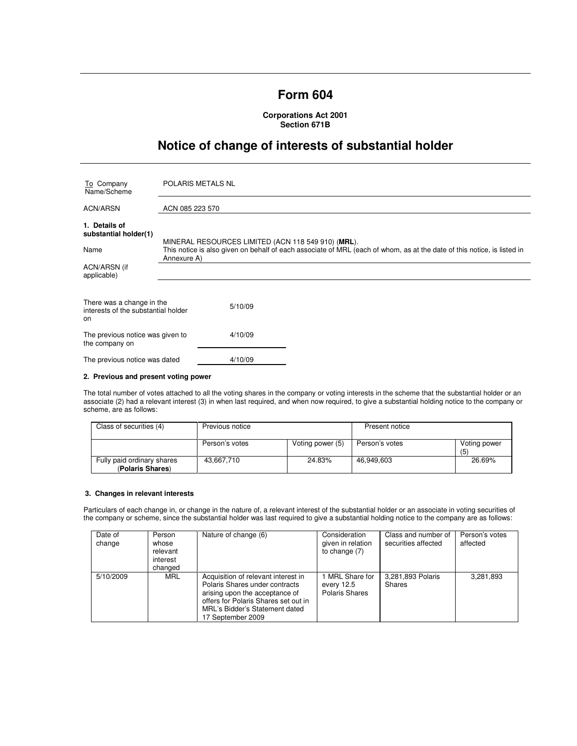# Form 604

**Corporations Act 2001**
**Section 671B**

## Notice of change of interests of substantial holder

| | |
|---|---|
| To Company Name/Scheme | POLARIS METALS NL |
| ACN/ARSN | ACN 085 223 570 |

**1. Details of substantial holder(1)**

| | |
|---|---|
| Name | MINERAL RESOURCES LIMITED (ACN 118 549 910) (**MRL**). This notice is also given on behalf of each associate of MRL (each of whom, as at the date of this notice, is listed in Annexure A) |
| ACN/ARSN (if applicable) | |

| | |
|---|---|
| There was a change in the interests of the substantial holder on | 5/10/09 |
| The previous notice was given to the company on | 4/10/09 |
| The previous notice was dated | 4/10/09 |

**2. Previous and present voting power**

The total number of votes attached to all the voting shares in the company or voting interests in the scheme that the substantial holder or an associate (2) had a relevant interest (3) in when last required, and when now required, to give a substantial holding notice to the company or scheme, are as follows:

| Class of securities (4) | Previous notice | | Present notice | |
|---|---|---|---|---|
| | Person's votes | Voting power (5) | Person's votes | Voting power (5) |
| Fully paid ordinary shares (**Polaris Shares**) | 43,667,710 | 24.83% | 46,949,603 | 26.69% |

**3. Changes in relevant interests**

Particulars of each change in, or change in the nature of, a relevant interest of the substantial holder or an associate in voting securities of the company or scheme, since the substantial holder was last required to give a substantial holding notice to the company are as follows:

| Date of change | Person whose relevant interest changed | Nature of change (6) | Consideration given in relation to change (7) | Class and number of securities affected | Person's votes affected |
|---|---|---|---|---|---|
| 5/10/2009 | MRL | Acquisition of relevant interest in Polaris Shares under contracts arising upon the acceptance of offers for Polaris Shares set out in MRL's Bidder's Statement dated 17 September 2009 | 1 MRL Share for every 12.5 Polaris Shares | 3,281,893 Polaris Shares | 3,281,893 |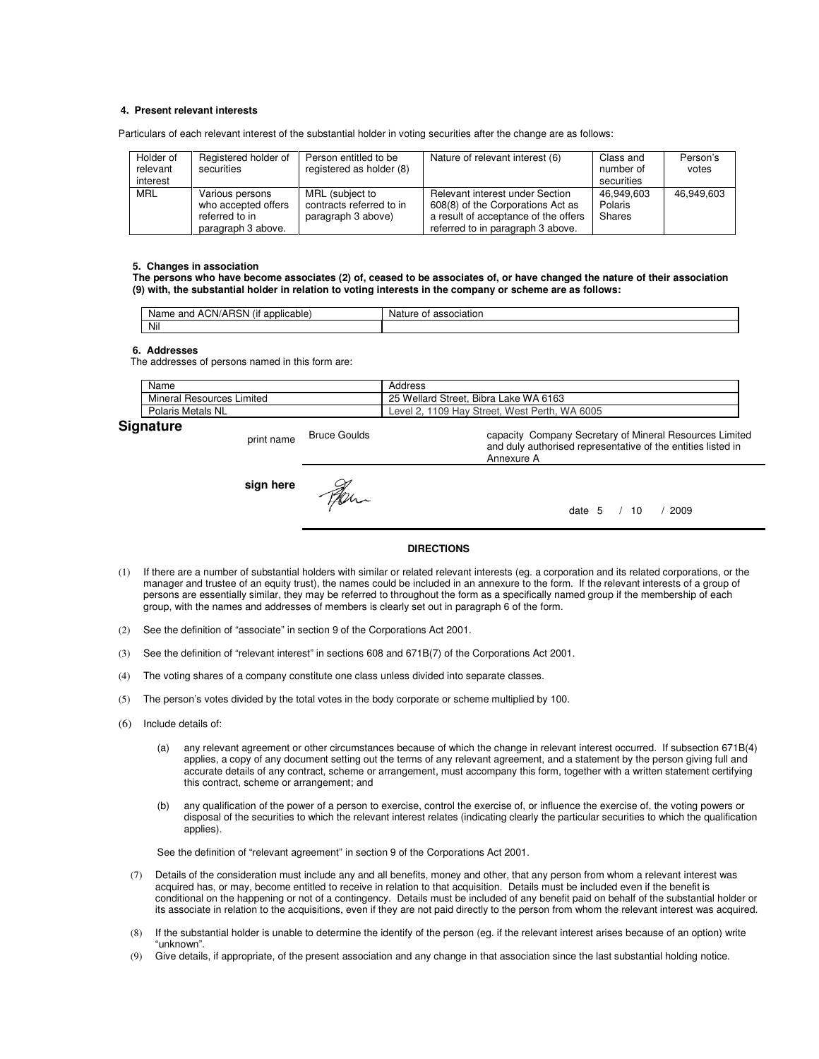#### 4. Present relevant interests

Particulars of each relevant interest of the substantial holder in voting securities after the change are as follows:

| Holder of relevant interest | Registered holder of securities | Person entitled to be registered as holder (8) | Nature of relevant interest (6) | Class and number of securities | Person's votes |
|---|---|---|---|---|---|
| MRL | Various persons who accepted offers referred to in paragraph 3 above. | MRL (subject to contracts referred to in paragraph 3 above) | Relevant interest under Section 608(8) of the Corporations Act as a result of acceptance of the offers referred to in paragraph 3 above. | 46,949,603 Polaris Shares | 46,949,603 |

#### 5. Changes in association

**The persons who have become associates (2) of, ceased to be associates of, or have changed the nature of their association (9) with, the substantial holder in relation to voting interests in the company or scheme are as follows:**

| Name and ACN/ARSN (if applicable) | Nature of association |
|---|---|
| Nil | |

#### 6. Addresses

The addresses of persons named in this form are:

| Name | Address |
|---|---|
| Mineral Resources Limited | 25 Wellard Street, Bibra Lake WA 6163 |
| Polaris Metals NL | Level 2, 1109 Hay Street, West Perth, WA 6005 |

## Signature

print name Bruce Goulds

capacity Company Secretary of Mineral Resources Limited and duly authorised representative of the entities listed in Annexure A

sign here

date 5 / 10 / 2009

**DIRECTIONS**

(1) If there are a number of substantial holders with similar or related relevant interests (eg. a corporation and its related corporations, or the manager and trustee of an equity trust), the names could be included in an annexure to the form. If the relevant interests of a group of persons are essentially similar, they may be referred to throughout the form as a specifically named group if the membership of each group, with the names and addresses of members is clearly set out in paragraph 6 of the form.

(2) See the definition of "associate" in section 9 of the Corporations Act 2001.

(3) See the definition of "relevant interest" in sections 608 and 671B(7) of the Corporations Act 2001.

(4) The voting shares of a company constitute one class unless divided into separate classes.

(5) The person's votes divided by the total votes in the body corporate or scheme multiplied by 100.

(6) Include details of:

(a) any relevant agreement or other circumstances because of which the change in relevant interest occurred. If subsection 671B(4) applies, a copy of any document setting out the terms of any relevant agreement, and a statement by the person giving full and accurate details of any contract, scheme or arrangement, must accompany this form, together with a written statement certifying this contract, scheme or arrangement; and

(b) any qualification of the power of a person to exercise, control the exercise of, or influence the exercise of, the voting powers or disposal of the securities to which the relevant interest relates (indicating clearly the particular securities to which the qualification applies).

See the definition of "relevant agreement" in section 9 of the Corporations Act 2001.

(7) Details of the consideration must include any and all benefits, money and other, that any person from whom a relevant interest was acquired has, or may, become entitled to receive in relation to that acquisition. Details must be included even if the benefit is conditional on the happening or not of a contingency. Details must be included of any benefit paid on behalf of the substantial holder or its associate in relation to the acquisitions, even if they are not paid directly to the person from whom the relevant interest was acquired.

(8) If the substantial holder is unable to determine the identify of the person (eg. if the relevant interest arises because of an option) write "unknown".

(9) Give details, if appropriate, of the present association and any change in that association since the last substantial holding notice.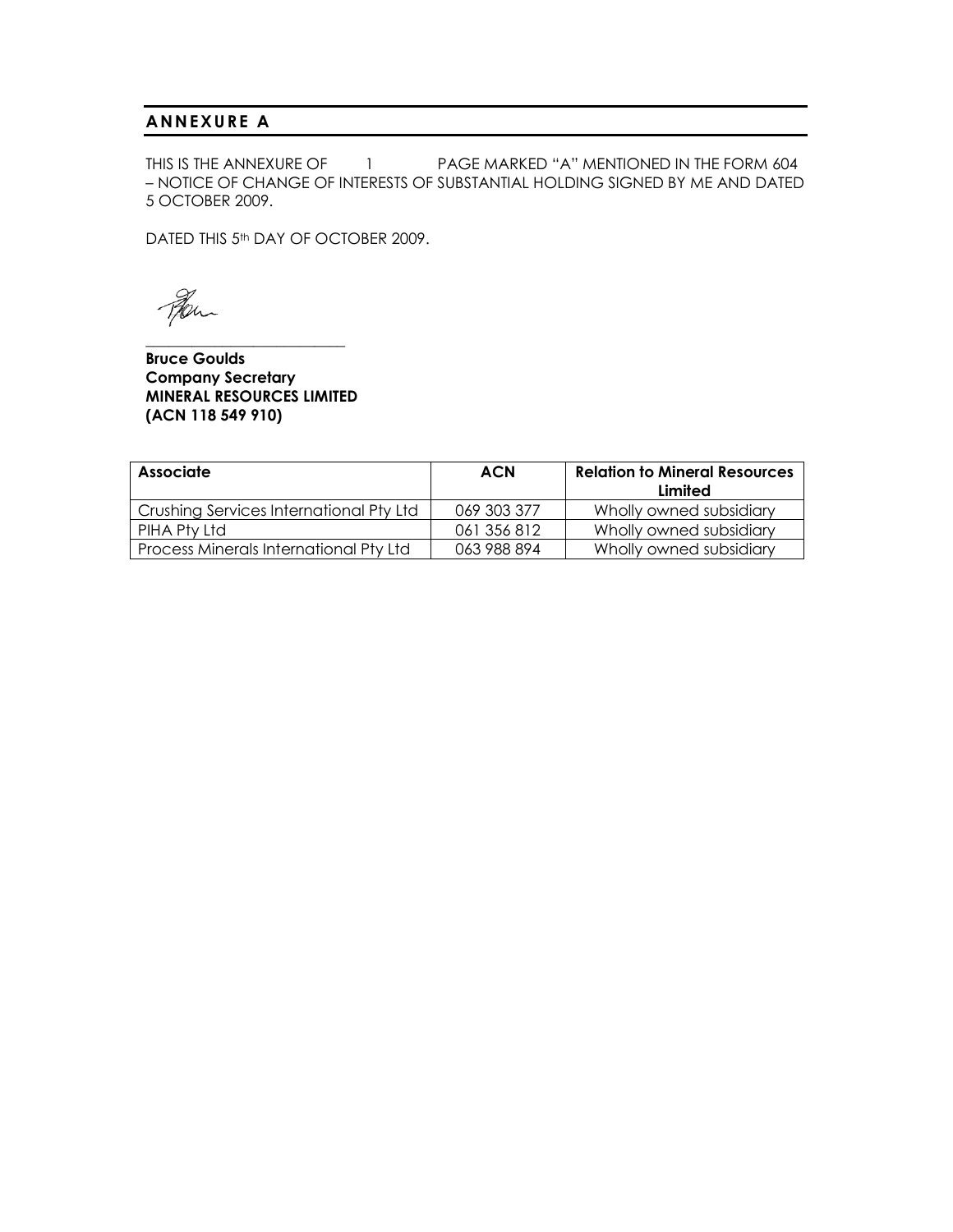## ANNEXURE A

THIS IS THE ANNEXURE OF 1 PAGE MARKED "A" MENTIONED IN THE FORM 604 – NOTICE OF CHANGE OF INTERESTS OF SUBSTANTIAL HOLDING SIGNED BY ME AND DATED 5 OCTOBER 2009.

DATED THIS 5th DAY OF OCTOBER 2009.

\_\_\_\_\_\_\_\_\_\_\_\_\_\_\_\_\_\_\_\_\_\_\_\_\_\_\_\_

**Bruce Goulds**
**Company Secretary**
**MINERAL RESOURCES LIMITED**
**(ACN 118 549 910)**

| Associate | ACN | Relation to Mineral Resources Limited |
|---|---|---|
| Crushing Services International Pty Ltd | 069 303 377 | Wholly owned subsidiary |
| PIHA Pty Ltd | 061 356 812 | Wholly owned subsidiary |
| Process Minerals International Pty Ltd | 063 988 894 | Wholly owned subsidiary |